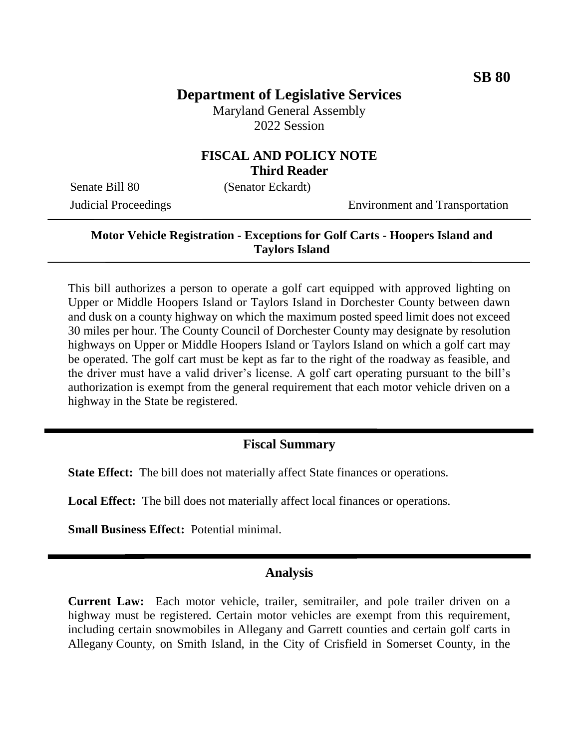**SB 80**

# Department of Legislative Services

Maryland General Assembly
2022 Session

## FISCAL AND POLICY NOTE
**Third Reader**

Senate Bill 80 (Senator Eckardt)
Judicial Proceedings Environment and Transportation

---

**Motor Vehicle Registration - Exceptions for Golf Carts - Hoopers Island and Taylors Island**

---

This bill authorizes a person to operate a golf cart equipped with approved lighting on Upper or Middle Hoopers Island or Taylors Island in Dorchester County between dawn and dusk on a county highway on which the maximum posted speed limit does not exceed 30 miles per hour. The County Council of Dorchester County may designate by resolution highways on Upper or Middle Hoopers Island or Taylors Island on which a golf cart may be operated. The golf cart must be kept as far to the right of the roadway as feasible, and the driver must have a valid driver's license. A golf cart operating pursuant to the bill's authorization is exempt from the general requirement that each motor vehicle driven on a highway in the State be registered.

---

## Fiscal Summary

**State Effect:** The bill does not materially affect State finances or operations.

**Local Effect:** The bill does not materially affect local finances or operations.

**Small Business Effect:** Potential minimal.

---

## Analysis

**Current Law:** Each motor vehicle, trailer, semitrailer, and pole trailer driven on a highway must be registered. Certain motor vehicles are exempt from this requirement, including certain snowmobiles in Allegany and Garrett counties and certain golf carts in Allegany County, on Smith Island, in the City of Crisfield in Somerset County, in the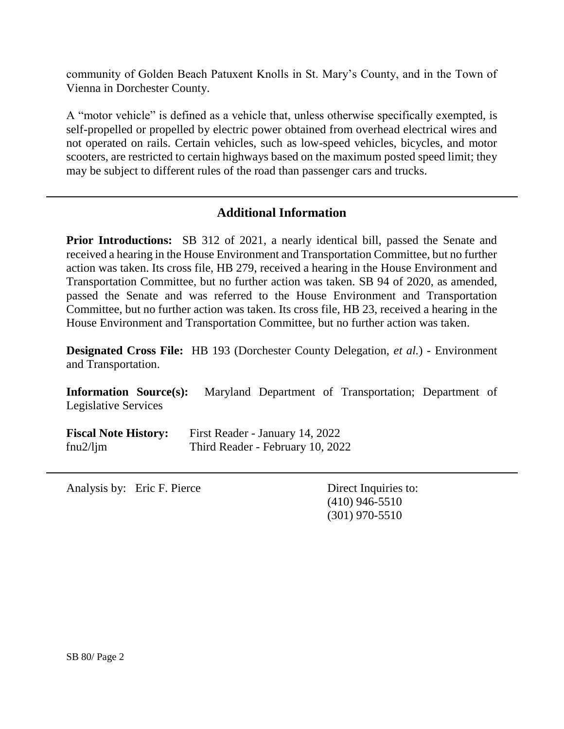community of Golden Beach Patuxent Knolls in St. Mary's County, and in the Town of Vienna in Dorchester County.

A "motor vehicle" is defined as a vehicle that, unless otherwise specifically exempted, is self-propelled or propelled by electric power obtained from overhead electrical wires and not operated on rails. Certain vehicles, such as low-speed vehicles, bicycles, and motor scooters, are restricted to certain highways based on the maximum posted speed limit; they may be subject to different rules of the road than passenger cars and trucks.

---

## Additional Information

**Prior Introductions:** SB 312 of 2021, a nearly identical bill, passed the Senate and received a hearing in the House Environment and Transportation Committee, but no further action was taken. Its cross file, HB 279, received a hearing in the House Environment and Transportation Committee, but no further action was taken. SB 94 of 2020, as amended, passed the Senate and was referred to the House Environment and Transportation Committee, but no further action was taken. Its cross file, HB 23, received a hearing in the House Environment and Transportation Committee, but no further action was taken.

**Designated Cross File:** HB 193 (Dorchester County Delegation, *et al.*) - Environment and Transportation.

**Information Source(s):** Maryland Department of Transportation; Department of Legislative Services

**Fiscal Note History:** First Reader - January 14, 2022
fnu2/ljm Third Reader - February 10, 2022

---

Analysis by: Eric F. Pierce

Direct Inquiries to:
(410) 946-5510
(301) 970-5510